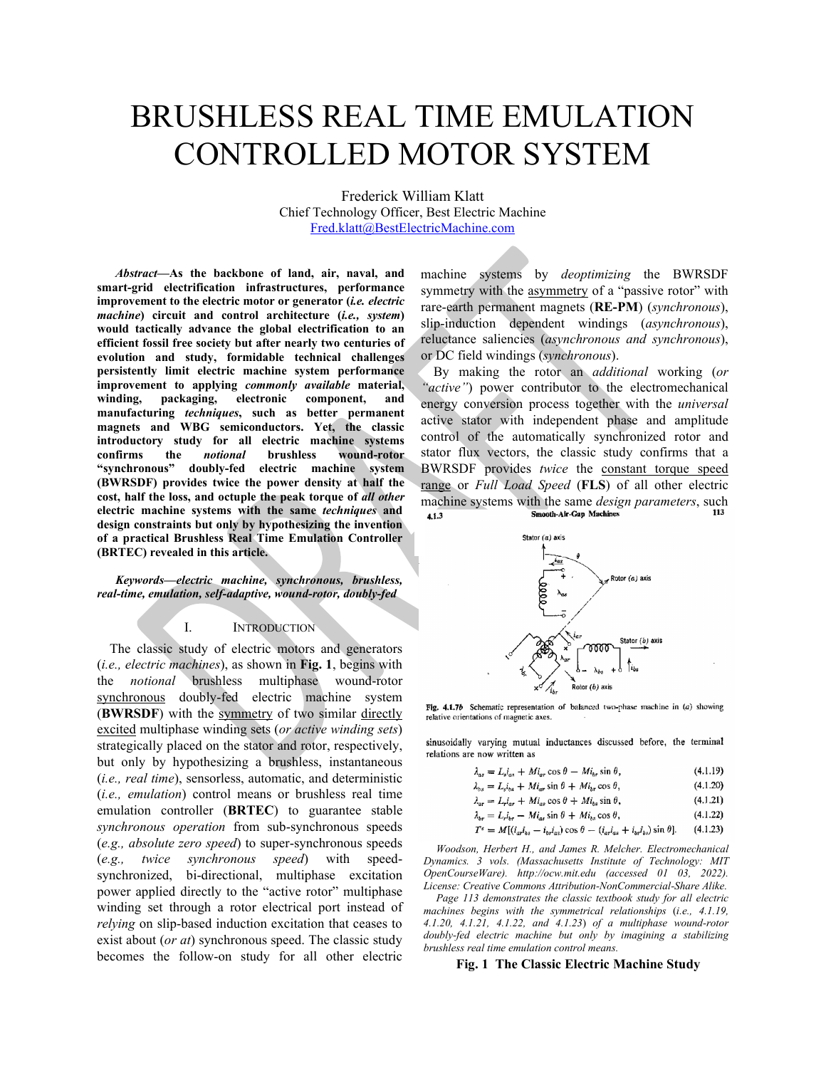# BRUSHLESS REAL TIME EMULATION CONTROLLED MOTOR SYSTEM

Frederick William Klatt
Chief Technology Officer, Best Electric Machine
Fred.klatt@BestElectricMachine.com

***Abstract*—As the backbone of land, air, naval, and smart-grid electrification infrastructures, performance improvement to the electric motor or generator (*i.e. electric machine*) circuit and control architecture (*i.e., system*) would tactically advance the global electrification to an efficient fossil free society but after nearly two centuries of evolution and study, formidable technical challenges persistently limit electric machine system performance improvement to applying *commonly available* material, winding, packaging, electronic component, and manufacturing *techniques*, such as better permanent magnets and WBG semiconductors. Yet, the classic introductory study for all electric machine systems confirms the *notional* brushless wound-rotor "synchronous" doubly-fed electric machine system (BWRSDF) provides twice the power density at half the cost, half the loss, and octuple the peak torque of *all other* electric machine systems with the same *techniques* and design constraints but only by hypothesizing the invention of a practical Brushless Real Time Emulation Controller (BRTEC) revealed in this article.**

***Keywords—electric machine, synchronous, brushless, real-time, emulation, self-adaptive, wound-rotor, doubly-fed***

## I. INTRODUCTION

The classic study of electric motors and generators (*i.e., electric machines*), as shown in **Fig. 1**, begins with the *notional* brushless multiphase wound-rotor synchronous doubly-fed electric machine system (**BWRSDF**) with the symmetry of two similar directly excited multiphase winding sets (*or active winding sets*) strategically placed on the stator and rotor, respectively, but only by hypothesizing a brushless, instantaneous (*i.e., real time*), sensorless, automatic, and deterministic (*i.e., emulation*) control means or brushless real time emulation controller (**BRTEC**) to guarantee stable *synchronous operation* from sub-synchronous speeds (*e.g., absolute zero speed*) to super-synchronous speeds (*e.g., twice synchronous speed*) with speed-synchronized, bi-directional, multiphase excitation power applied directly to the "active rotor" multiphase winding set through a rotor electrical port instead of *relying* on slip-based induction excitation that ceases to exist about (*or at*) synchronous speed. The classic study becomes the follow-on study for all other electric machine systems by *deoptimizing* the BWRSDF symmetry with the asymmetry of a "passive rotor" with rare-earth permanent magnets (**RE-PM**) (*synchronous*), slip-induction dependent windings (*asynchronous*), reluctance saliencies (*asynchronous and synchronous*), or DC field windings (*synchronous*).

By making the rotor an *additional* working (*or "active"*) power contributor to the electromechanical energy conversion process together with the *universal* active stator with independent phase and amplitude control of the automatically synchronized rotor and stator flux vectors, the classic study confirms that a BWRSDF provides *twice* the constant torque speed range or *Full Load Speed* (**FLS**) of all other electric machine systems with the same *design parameters*, such

4.1.3 Smooth-Air-Gap Machines 113

Fig. 4.1.7b Schematic representation of balanced two-phase machine in (a) showing relative orientations of magnetic axes.

sinusoidally varying mutual inductances discussed before, the terminal relations are now written as

$$\lambda_{as} = L_s i_{as} + M i_{ar} \cos\theta - M i_{br} \sin\theta, \quad (4.1.19)$$

$$\lambda_{bs} = L_s i_{bs} + M i_{ar} \sin\theta + M i_{br} \cos\theta, \quad (4.1.20)$$

$$\lambda_{ar} = L_r i_{ar} + M i_{as} \cos\theta + M i_{bs} \sin\theta, \quad (4.1.21)$$

$$\lambda_{br} = L_r i_{br} - M i_{as} \sin\theta + M i_{bs} \cos\theta, \quad (4.1.22)$$

$$T^e = M[(i_{ar} i_{bs} - i_{br} i_{as}) \cos\theta - (i_{ar} i_{as} + i_{br} i_{bs}) \sin\theta]. \quad (4.1.23)$$

*Woodson, Herbert H., and James R. Melcher. Electromechanical Dynamics. 3 vols. (Massachusetts Institute of Technology: MIT OpenCourseWare). http://ocw.mit.edu (accessed 01 03, 2022). License: Creative Commons Attribution-NonCommercial-Share Alike.*

*Page 113 demonstrates the classic textbook study for all electric machines begins with the symmetrical relationships (i.e., 4.1.19, 4.1.20, 4.1.21, 4.1.22, and 4.1.23) of a multiphase wound-rotor doubly-fed electric machine but only by imagining a stabilizing brushless real time emulation control means.*

**Fig. 1 The Classic Electric Machine Study**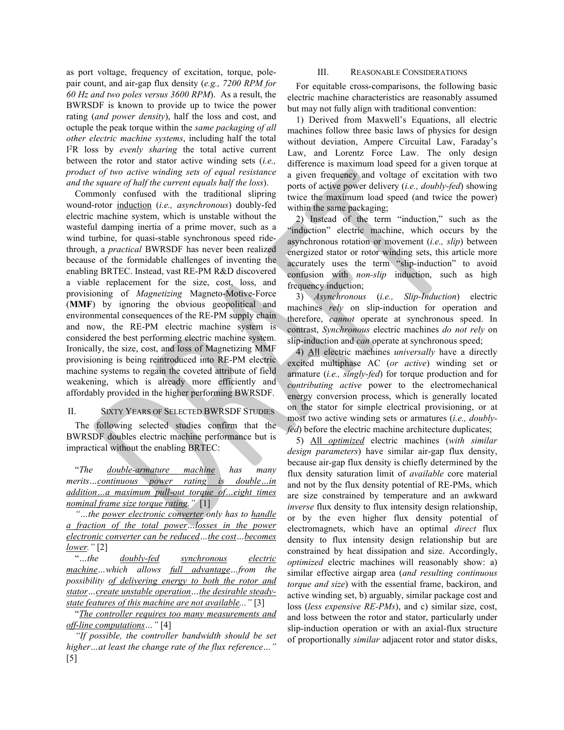as port voltage, frequency of excitation, torque, pole-pair count, and air-gap flux density (*e.g., 7200 RPM for 60 Hz and two poles versus 3600 RPM*). As a result, the BWRSDF is known to provide up to twice the power rating (*and power density*), half the loss and cost, and octuple the peak torque within the *same packaging of all other electric machine systems*, including half the total $I^2R$ loss by *evenly sharing* the total active current between the rotor and stator active winding sets (*i.e., product of two active winding sets of equal resistance and the square of half the current equals half the loss*).

Commonly confused with the traditional slipring wound-rotor induction (*i.e., asynchronous*) doubly-fed electric machine system, which is unstable without the wasteful damping inertia of a prime mover, such as a wind turbine, for quasi-stable synchronous speed ride-through, a *practical* BWRSDF has never been realized because of the formidable challenges of inventing the enabling BRTEC. Instead, vast RE-PM R&D discovered a viable replacement for the size, cost, loss, and provisioning of *Magnetizing* Magneto-Motive-Force (**MMF**) by ignoring the obvious geopolitical and environmental consequences of the RE-PM supply chain and now, the RE-PM electric machine system is considered the best performing electric machine system. Ironically, the size, cost, and loss of Magnetizing MMF provisioning is being reintroduced into RE-PM electric machine systems to regain the coveted attribute of field weakening, which is already more efficiently and affordably provided in the higher performing BWRSDF.

## II. Sixty Years of Selected BWRSDF Studies

The following selected studies confirm that the BWRSDF doubles electric machine performance but is impractical without the enabling BRTEC:

"*The double-armature machine has many merits…continuous power rating is double…in addition…a maximum pull-out torque of…eight times nominal frame size torque rating.*" [1]

*"…the power electronic converter only has to handle a fraction of the total power…losses in the power electronic converter can be reduced…the cost…becomes lower."* [2]

"*…the doubly-fed synchronous electric machine…which allows full advantage…from the possibility of delivering energy to both the rotor and stator…create unstable operation…the desirable steady-state features of this machine are not available..."* [3]

"*The controller requires too many measurements and off-line computations…"* [4]

*"If possible, the controller bandwidth should be set higher…at least the change rate of the flux reference…"* [5]

## III. Reasonable Considerations

For equitable cross-comparisons, the following basic electric machine characteristics are reasonably assumed but may not fully align with traditional convention:

1) Derived from Maxwell's Equations, all electric machines follow three basic laws of physics for design without deviation, Ampere Circuital Law, Faraday's Law, and Lorentz Force Law. The only design difference is maximum load speed for a given torque at a given frequency and voltage of excitation with two ports of active power delivery (*i.e., doubly-fed*) showing twice the maximum load speed (and twice the power) within the same packaging;

2) Instead of the term "induction," such as the "induction" electric machine, which occurs by the asynchronous rotation or movement (*i.e., slip*) between energized stator or rotor winding sets, this article more accurately uses the term "slip-induction" to avoid confusion with *non-slip* induction, such as high frequency induction;

3) *Asynchronous* (*i.e., Slip-Induction*) electric machines *rely* on slip-induction for operation and therefore, *cannot* operate at synchronous speed. In contrast, *Synchronous* electric machines *do not rely* on slip-induction and *can* operate at synchronous speed;

4) All electric machines *universally* have a directly excited multiphase AC (*or active*) winding set or armature (*i.e., singly-fed*) for torque production and for *contributing active* power to the electromechanical energy conversion process, which is generally located on the stator for simple electrical provisioning, or at most two active winding sets or armatures (*i.e., doubly-fed*) before the electric machine architecture duplicates;

5) All *optimized* electric machines (*with similar design parameters*) have similar air-gap flux density, because air-gap flux density is chiefly determined by the flux density saturation limit of *available* core material and not by the flux density potential of RE-PMs, which are size constrained by temperature and an awkward *inverse* flux density to flux intensity design relationship, or by the even higher flux density potential of electromagnets, which have an optimal *direct* flux density to flux intensity design relationship but are constrained by heat dissipation and size. Accordingly, *optimized* electric machines will reasonably show: a) similar effective airgap area (*and resulting continuous torque and size*) with the essential frame, backiron, and active winding set, b) arguably, similar package cost and loss (*less expensive RE-PMs*), and c) similar size, cost, and loss between the rotor and stator, particularly under slip-induction operation or with an axial-flux structure of proportionally *similar* adjacent rotor and stator disks,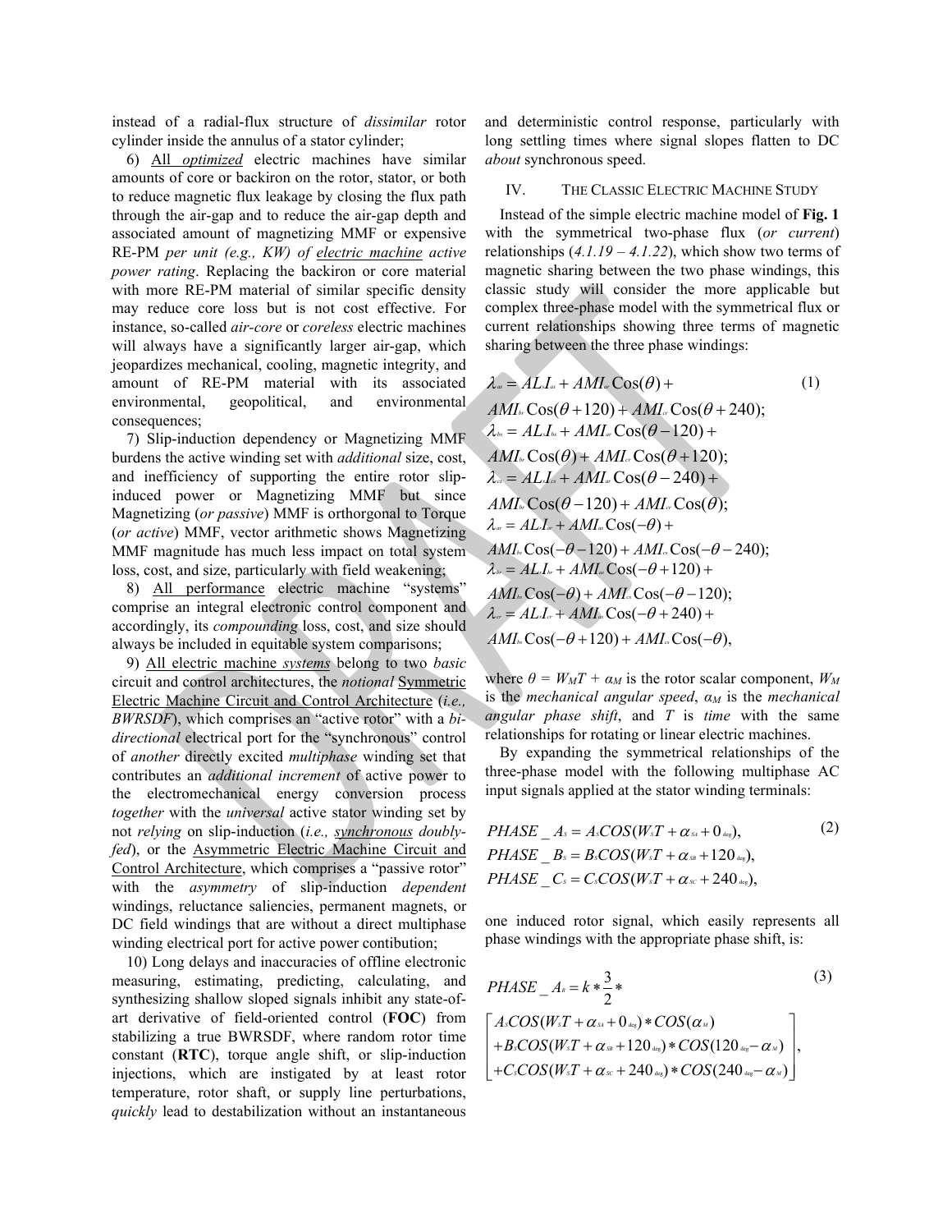instead of a radial-flux structure of *dissimilar* rotor cylinder inside the annulus of a stator cylinder;

6) <u>All *optimized*</u> electric machines have similar amounts of core or backiron on the rotor, stator, or both to reduce magnetic flux leakage by closing the flux path through the air-gap and to reduce the air-gap depth and associated amount of magnetizing MMF or expensive RE-PM *per unit (e.g., KW) of <u>electric machine</u> active power rating*. Replacing the backiron or core material with more RE-PM material of similar specific density may reduce core loss but is not cost effective. For instance, so-called *air-core* or *coreless* electric machines will always have a significantly larger air-gap, which jeopardizes mechanical, cooling, magnetic integrity, and amount of RE-PM material with its associated environmental, geopolitical, and environmental consequences;

7) Slip-induction dependency or Magnetizing MMF burdens the active winding set with *additional* size, cost, and inefficiency of supporting the entire rotor slip-induced power or Magnetizing MMF but since Magnetizing (*or passive*) MMF is orthogonal to Torque (*or active*) MMF, vector arithmetic shows Magnetizing MMF magnitude has much less impact on total system loss, cost, and size, particularly with field weakening;

8) <u>All performance</u> electric machine "systems" comprise an integral electronic control component and accordingly, its *compounding* loss, cost, and size should always be included in equitable system comparisons;

9) <u>All electric machine *systems*</u> belong to two *basic* circuit and control architectures, the *notional* <u>Symmetric Electric Machine Circuit and Control Architecture</u> (*i.e., BWRSDF*), which comprises an "active rotor" with a *bi-directional* electrical port for the "synchronous" control of *another* directly excited *multiphase* winding set that contributes an *additional increment* of active power to the electromechanical energy conversion process *together* with the *universal* active stator winding set by not *relying* on slip-induction (*i.e., <u>synchronous</u> doubly-fed*), or the <u>Asymmetric Electric Machine Circuit and Control Architecture</u>, which comprises a "passive rotor" with the *asymmetry* of slip-induction *dependent* windings, reluctance saliencies, permanent magnets, or DC field windings that are without a direct multiphase winding electrical port for active power contibution;

10) Long delays and inaccuracies of offline electronic measuring, estimating, predicting, calculating, and synthesizing shallow sloped signals inhibit any state-of-art derivative of field-oriented control (**FOC**) from stabilizing a true BWRSDF, where random rotor time constant (**RTC**), torque angle shift, or slip-induction injections, which are instigated by at least rotor temperature, rotor shaft, or supply line perturbations, *quickly* lead to destabilization without an instantaneous and deterministic control response, particularly with long settling times where signal slopes flatten to DC *about* synchronous speed.

## IV. The Classic Electric Machine Study

Instead of the simple electric machine model of **Fig. 1** with the symmetrical two-phase flux (*or current*) relationships (*4.1.19 – 4.1.22*), which show two terms of magnetic sharing between the two phase windings, this classic study will consider the more applicable but complex three-phase model with the symmetrical flux or current relationships showing three terms of magnetic sharing between the three phase windings:

$$
\begin{aligned}
\lambda_{as} &= AL_s I_{as} + AMI_{ar}\,\mathrm{Cos}(\theta) + AMI_{br}\,\mathrm{Cos}(\theta+120) + AMI_{cr}\,\mathrm{Cos}(\theta+240);\\
\lambda_{bs} &= AL_s I_{bs} + AMI_{ar}\,\mathrm{Cos}(\theta-120) + AMI_{br}\,\mathrm{Cos}(\theta) + AMI_{cr}\,\mathrm{Cos}(\theta+120);\\
\lambda_{cs} &= AL_s I_{cs} + AMI_{ar}\,\mathrm{Cos}(\theta-240) + AMI_{br}\,\mathrm{Cos}(\theta-120) + AMI_{cr}\,\mathrm{Cos}(\theta);\\
\lambda_{ar} &= AL_r I_{ar} + AMI_{as}\,\mathrm{Cos}(-\theta) + AMI_{bs}\,\mathrm{Cos}(-\theta-120) + AMI_{cs}\,\mathrm{Cos}(-\theta-240);\\
\lambda_{br} &= AL_r I_{br} + AMI_{as}\,\mathrm{Cos}(-\theta+120) + AMI_{bs}\,\mathrm{Cos}(-\theta) + AMI_{cs}\,\mathrm{Cos}(-\theta-120);\\
\lambda_{cr} &= AL_r I_{cr} + AMI_{as}\,\mathrm{Cos}(-\theta+240) + AMI_{bs}\,\mathrm{Cos}(-\theta+120) + AMI_{cs}\,\mathrm{Cos}(-\theta),
\end{aligned}
\tag{1}
$$

where $\theta = W_M T + \alpha_M$ is the rotor scalar component, $W_M$ is the *mechanical angular speed*, $\alpha_M$ is the *mechanical angular phase shift*, and $T$ is *time* with the same relationships for rotating or linear electric machines.

By expanding the symmetrical relationships of the three-phase model with the following multiphase AC input signals applied at the stator winding terminals:

$$
\begin{aligned}
PHASE\_A_S &= A_S COS(W_S T + \alpha_{SA} + 0_{\deg}),\\
PHASE\_B_S &= B_S COS(W_S T + \alpha_{SB} + 120_{\deg}),\\
PHASE\_C_S &= C_S COS(W_S T + \alpha_{SC} + 240_{\deg}),
\end{aligned}
\tag{2}
$$

one induced rotor signal, which easily represents all phase windings with the appropriate phase shift, is:

$$
PHASE\_A_R = k * \frac{3}{2} *
\begin{bmatrix}
A_S COS(W_S T + \alpha_{SA} + 0_{\deg}) * COS(\alpha_M)\\
+ B_S COS(W_S T + \alpha_{SB} + 120_{\deg}) * COS(120_{\deg} - \alpha_M)\\
+ C_S COS(W_S T + \alpha_{SC} + 240_{\deg}) * COS(240_{\deg} - \alpha_M)
\end{bmatrix},
\tag{3}
$$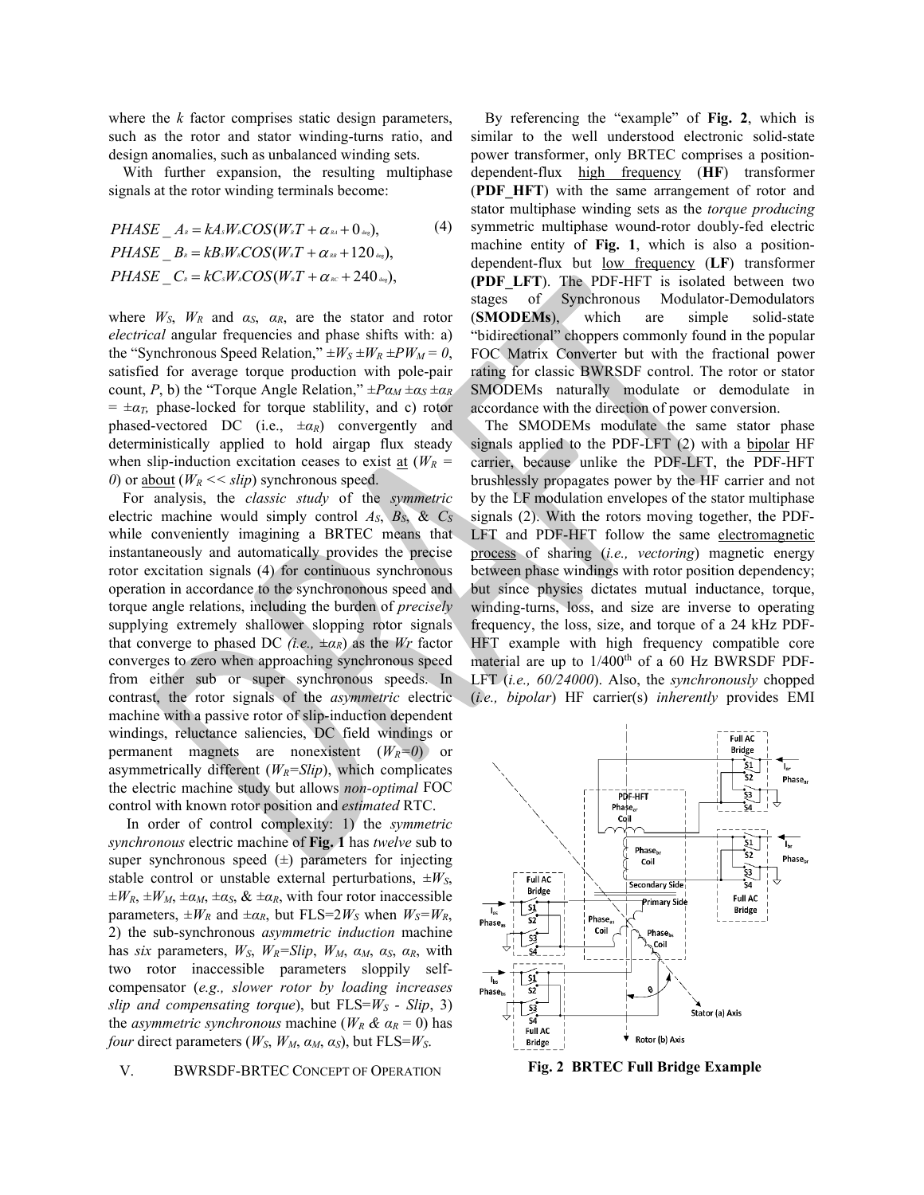where the $k$ factor comprises static design parameters, such as the rotor and stator winding-turns ratio, and design anomalies, such as unbalanced winding sets.

With further expansion, the resulting multiphase signals at the rotor winding terminals become:

$$PHASE\_A_R = kA_S W_R COS(W_R T + \alpha_{RA} + 0_{deg}), \tag{4}$$
$$PHASE\_B_R = kB_S W_R COS(W_R T + \alpha_{RB} + 120_{deg}),$$
$$PHASE\_C_R = kC_S W_R COS(W_R T + \alpha_{RC} + 240_{deg}),$$

where $W_S$, $W_R$ and $\alpha_S$, $\alpha_R$, are the stator and rotor *electrical* angular frequencies and phase shifts with: a) the "Synchronous Speed Relation," $\pm W_S \pm W_R \pm PW_M = 0$, satisfied for average torque production with pole-pair count, $P$, b) the "Torque Angle Relation," $\pm P\alpha_M \pm \alpha_S \pm \alpha_R = \pm\alpha_T$, phase-locked for torque stablility, and c) rotor phased-vectored DC (i.e., $\pm\alpha_R$) convergently and deterministically applied to hold airgap flux steady when slip-induction excitation ceases to exist at ($W_R = 0$) or about ($W_R << slip$) synchronous speed.

For analysis, the *classic study* of the *symmetric* electric machine would simply control $A_S$, $B_S$, & $C_S$ while conveniently imagining a BRTEC means that instantaneously and automatically provides the precise rotor excitation signals (4) for continuous synchronous operation in accordance to the synchrononous speed and torque angle relations, including the burden of *precisely* supplying extremely shallower slopping rotor signals that converge to phased DC *(i.e.,* $\pm\alpha_R$) as the $Wr$ factor converges to zero when approaching synchronous speed from either sub or super synchronous speeds. In contrast, the rotor signals of the *asymmetric* electric machine with a passive rotor of slip-induction dependent windings, reluctance saliencies, DC field windings or permanent magnets are nonexistent ($W_R$=0) or asymmetrically different ($W_R$=Slip), which complicates the electric machine study but allows *non-optimal* FOC control with known rotor position and *estimated* RTC.

In order of control complexity: 1) the *symmetric synchronous* electric machine of **Fig. 1** has *twelve* sub to super synchronous speed (±) parameters for injecting stable control or unstable external perturbations, $\pm W_S$, $\pm W_R$, $\pm W_M$, $\pm\alpha_M$, $\pm\alpha_S$, & $\pm\alpha_R$, with four rotor inaccessible parameters, $\pm W_R$ and $\pm\alpha_R$, but FLS=$2W_S$ when $W_S$=$W_R$, 2) the sub-synchronous *asymmetric induction* machine has *six* parameters, $W_S$, $W_R$=Slip, $W_M$, $\alpha_M$, $\alpha_S$, $\alpha_R$, with two rotor inaccessible parameters sloppily self-compensator (*e.g., slower rotor by loading increases slip and compensating torque*), but FLS=$W_S$ - Slip, 3) the *asymmetric synchronous* machine ($W_R$ & $\alpha_R$ = 0) has *four* direct parameters ($W_S$, $W_M$, $\alpha_M$, $\alpha_S$), but FLS=$W_S$.

## V. BWRSDF-BRTEC Concept of Operation

By referencing the "example" of **Fig. 2**, which is similar to the well understood electronic solid-state power transformer, only BRTEC comprises a position-dependent-flux high frequency (**HF**) transformer (**PDF_HFT**) with the same arrangement of rotor and stator multiphase winding sets as the *torque producing* symmetric multiphase wound-rotor doubly-fed electric machine entity of **Fig. 1**, which is also a position-dependent-flux but low frequency (**LF**) transformer **(PDF_LFT**). The PDF-HFT is isolated between two stages of Synchronous Modulator-Demodulators (**SMODEMs**), which are simple solid-state "bidirectional" choppers commonly found in the popular FOC Matrix Converter but with the fractional power rating for classic BWRSDF control. The rotor or stator SMODEMs naturally modulate or demodulate in accordance with the direction of power conversion.

The SMODEMs modulate the same stator phase signals applied to the PDF-LFT (2) with a bipolar HF carrier, because unlike the PDF-LFT, the PDF-HFT brushlessly propagates power by the HF carrier and not by the LF modulation envelopes of the stator multiphase signals (2). With the rotors moving together, the PDF-LFT and PDF-HFT follow the same electromagnetic process of sharing (*i.e., vectoring*) magnetic energy between phase windings with rotor position dependency; but since physics dictates mutual inductance, torque, winding-turns, loss, and size are inverse to operating frequency, the loss, size, and torque of a 24 kHz PDF-HFT example with high frequency compatible core material are up to 1/400th of a 60 Hz BWRSDF PDF-LFT (*i.e., 60/24000*). Also, the *synchronously* chopped (*i.e., bipolar*) HF carrier(s) *inherently* provides EMI

**Fig. 2 BRTEC Full Bridge Example**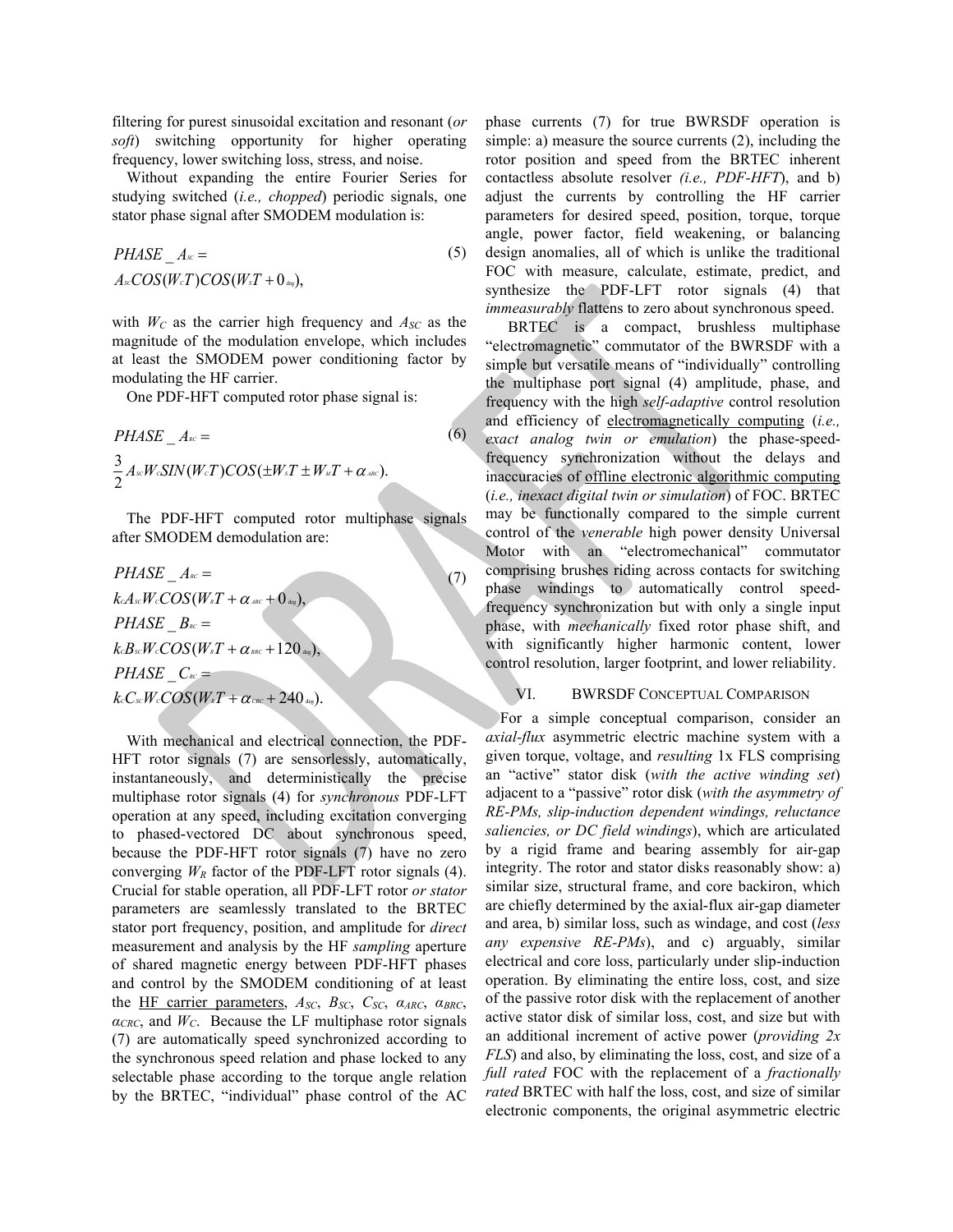filtering for purest sinusoidal excitation and resonant (*or soft*) switching opportunity for higher operating frequency, lower switching loss, stress, and noise.

Without expanding the entire Fourier Series for studying switched (*i.e., chopped*) periodic signals, one stator phase signal after SMODEM modulation is:

$$PHASE\_A_{SC} = A_{SC}COS(W_CT)COS(W_ST + 0_{deg}), \tag{5}$$

with $W_C$ as the carrier high frequency and $A_{SC}$ as the magnitude of the modulation envelope, which includes at least the SMODEM power conditioning factor by modulating the HF carrier.

One PDF-HFT computed rotor phase signal is:

$$PHASE\_A_{RC} = \frac{3}{2}A_{SC}W_CSIN(W_CT)COS(\pm W_ST \pm W_MT + \alpha_{ARC}). \tag{6}$$

The PDF-HFT computed rotor multiphase signals after SMODEM demodulation are:

$$\begin{aligned} PHASE\_A_{RC} &= k_CA_{SC}W_CCOS(W_RT + \alpha_{ARC} + 0_{deg}), \\ PHASE\_B_{RC} &= k_CB_{SC}W_CCOS(W_RT + \alpha_{BRC} + 120_{deg}), \\ PHASE\_C_{RC} &= k_CC_{SC}W_CCOS(W_RT + \alpha_{CRC} + 240_{deg}). \end{aligned} \tag{7}$$

With mechanical and electrical connection, the PDF-HFT rotor signals (7) are sensorlessly, automatically, instantaneously, and deterministically the precise multiphase rotor signals (4) for *synchronous* PDF-LFT operation at any speed, including excitation converging to phased-vectored DC about synchronous speed, because the PDF-HFT rotor signals (7) have no zero converging $W_R$ factor of the PDF-LFT rotor signals (4). Crucial for stable operation, all PDF-LFT rotor *or stator* parameters are seamlessly translated to the BRTEC stator port frequency, position, and amplitude for *direct* measurement and analysis by the HF *sampling* aperture of shared magnetic energy between PDF-HFT phases and control by the SMODEM conditioning of at least the HF carrier parameters, $A_{SC}$, $B_{SC}$, $C_{SC}$, $\alpha_{ARC}$, $\alpha_{BRC}$, $\alpha_{CRC}$, and $W_C$. Because the LF multiphase rotor signals (7) are automatically speed synchronized according to the synchronous speed relation and phase locked to any selectable phase according to the torque angle relation by the BRTEC, "individual" phase control of the AC phase currents (7) for true BWRSDF operation is simple: a) measure the source currents (2), including the rotor position and speed from the BRTEC inherent contactless absolute resolver *(i.e., PDF-HFT)*, and b) adjust the currents by controlling the HF carrier parameters for desired speed, position, torque, torque angle, power factor, field weakening, or balancing design anomalies, all of which is unlike the traditional FOC with measure, calculate, estimate, predict, and synthesize the PDF-LFT rotor signals (4) that *immeasurably* flattens to zero about synchronous speed.

BRTEC is a compact, brushless multiphase "electromagnetic" commutator of the BWRSDF with a simple but versatile means of "individually" controlling the multiphase port signal (4) amplitude, phase, and frequency with the high *self-adaptive* control resolution and efficiency of electromagnetically computing (*i.e., exact analog twin or emulation*) the phase-speed-frequency synchronization without the delays and inaccuracies of offline electronic algorithmic computing (*i.e., inexact digital twin or simulation*) of FOC. BRTEC may be functionally compared to the simple current control of the *venerable* high power density Universal Motor with an "electromechanical" commutator comprising brushes riding across contacts for switching phase windings to automatically control speed-frequency synchronization but with only a single input phase, with *mechanically* fixed rotor phase shift, and with significantly higher harmonic content, lower control resolution, larger footprint, and lower reliability.

## VI. BWRSDF Conceptual Comparison

For a simple conceptual comparison, consider an *axial-flux* asymmetric electric machine system with a given torque, voltage, and *resulting* 1x FLS comprising an "active" stator disk (*with the active winding set*) adjacent to a "passive" rotor disk (*with the asymmetry of RE-PMs, slip-induction dependent windings, reluctance saliencies, or DC field windings*), which are articulated by a rigid frame and bearing assembly for air-gap integrity. The rotor and stator disks reasonably show: a) similar size, structural frame, and core backiron, which are chiefly determined by the axial-flux air-gap diameter and area, b) similar loss, such as windage, and cost (*less any expensive RE-PMs*), and c) arguably, similar electrical and core loss, particularly under slip-induction operation. By eliminating the entire loss, cost, and size of the passive rotor disk with the replacement of another active stator disk of similar loss, cost, and size but with an additional increment of active power (*providing 2x FLS*) and also, by eliminating the loss, cost, and size of a *full rated* FOC with the replacement of a *fractionally rated* BRTEC with half the loss, cost, and size of similar electronic components, the original asymmetric electric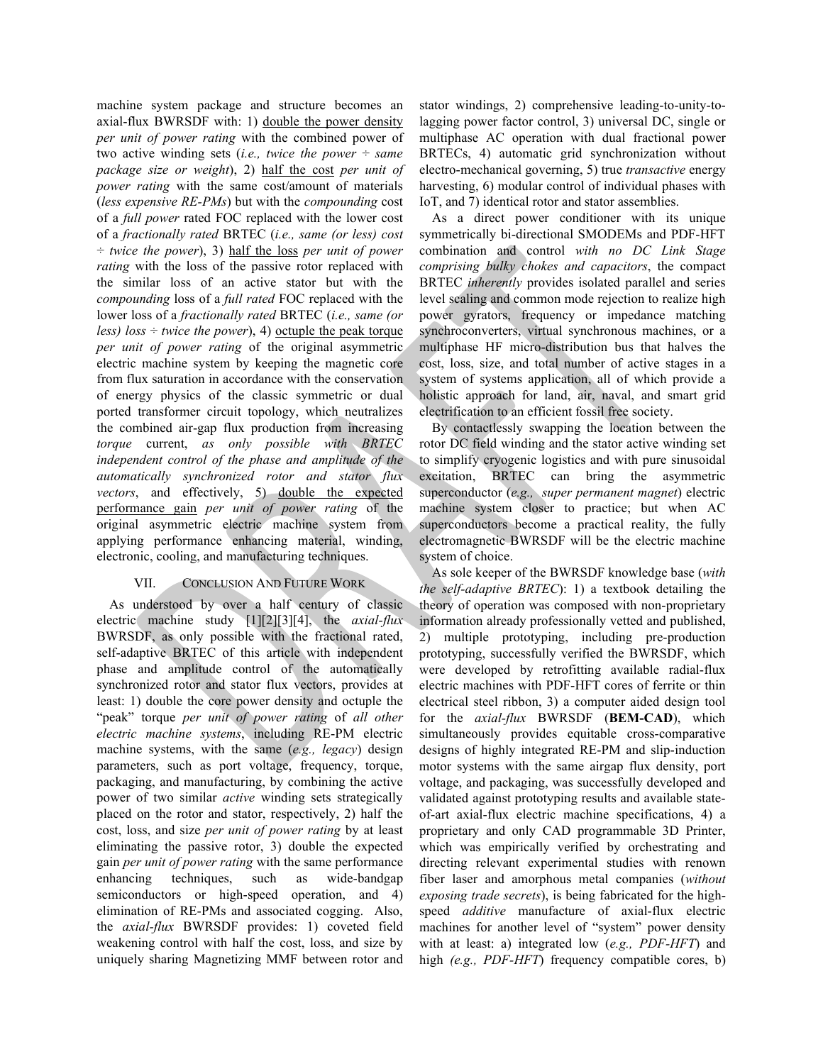machine system package and structure becomes an axial-flux BWRSDF with: 1) double the power density *per unit of power rating* with the combined power of two active winding sets (*i.e., twice the power ÷ same package size or weight*), 2) half the cost *per unit of power rating* with the same cost/amount of materials (*less expensive RE-PMs*) but with the *compounding* cost of a *full power* rated FOC replaced with the lower cost of a *fractionally rated* BRTEC (*i.e., same (or less) cost ÷ twice the power*), 3) half the loss *per unit of power rating* with the loss of the passive rotor replaced with the similar loss of an active stator but with the *compounding* loss of a *full rated* FOC replaced with the lower loss of a *fractionally rated* BRTEC (*i.e., same (or less) loss ÷ twice the power*), 4) octuple the peak torque *per unit of power rating* of the original asymmetric electric machine system by keeping the magnetic core from flux saturation in accordance with the conservation of energy physics of the classic symmetric or dual ported transformer circuit topology, which neutralizes the combined air-gap flux production from increasing *torque* current, *as only possible with BRTEC independent control of the phase and amplitude of the automatically synchronized rotor and stator flux vectors*, and effectively, 5) double the expected performance gain *per unit of power rating* of the original asymmetric electric machine system from applying performance enhancing material, winding, electronic, cooling, and manufacturing techniques.

## VII. Conclusion And Future Work

As understood by over a half century of classic electric machine study [1][2][3][4], the *axial-flux* BWRSDF, as only possible with the fractional rated, self-adaptive BRTEC of this article with independent phase and amplitude control of the automatically synchronized rotor and stator flux vectors, provides at least: 1) double the core power density and octuple the "peak" torque *per unit of power rating* of *all other electric machine systems*, including RE-PM electric machine systems, with the same (*e.g., legacy*) design parameters, such as port voltage, frequency, torque, packaging, and manufacturing, by combining the active power of two similar *active* winding sets strategically placed on the rotor and stator, respectively, 2) half the cost, loss, and size *per unit of power rating* by at least eliminating the passive rotor, 3) double the expected gain *per unit of power rating* with the same performance enhancing techniques, such as wide-bandgap semiconductors or high-speed operation, and 4) elimination of RE-PMs and associated cogging. Also, the *axial-flux* BWRSDF provides: 1) coveted field weakening control with half the cost, loss, and size by uniquely sharing Magnetizing MMF between rotor and stator windings, 2) comprehensive leading-to-unity-to-lagging power factor control, 3) universal DC, single or multiphase AC operation with dual fractional power BRTECs, 4) automatic grid synchronization without electro-mechanical governing, 5) true *transactive* energy harvesting, 6) modular control of individual phases with IoT, and 7) identical rotor and stator assemblies.

As a direct power conditioner with its unique symmetrically bi-directional SMODEMs and PDF-HFT combination and control *with no DC Link Stage comprising bulky chokes and capacitors*, the compact BRTEC *inherently* provides isolated parallel and series level scaling and common mode rejection to realize high power gyrators, frequency or impedance matching synchroconverters, virtual synchronous machines, or a multiphase HF micro-distribution bus that halves the cost, loss, size, and total number of active stages in a system of systems application, all of which provide a holistic approach for land, air, naval, and smart grid electrification to an efficient fossil free society.

By contactlessly swapping the location between the rotor DC field winding and the stator active winding set to simplify cryogenic logistics and with pure sinusoidal excitation, BRTEC can bring the asymmetric superconductor (*e.g., super permanent magnet*) electric machine system closer to practice; but when AC superconductors become a practical reality, the fully electromagnetic BWRSDF will be the electric machine system of choice.

As sole keeper of the BWRSDF knowledge base (*with the self-adaptive BRTEC*): 1) a textbook detailing the theory of operation was composed with non-proprietary information already professionally vetted and published, 2) multiple prototyping, including pre-production prototyping, successfully verified the BWRSDF, which were developed by retrofitting available radial-flux electric machines with PDF-HFT cores of ferrite or thin electrical steel ribbon, 3) a computer aided design tool for the *axial-flux* BWRSDF (**BEM-CAD**), which simultaneously provides equitable cross-comparative designs of highly integrated RE-PM and slip-induction motor systems with the same airgap flux density, port voltage, and packaging, was successfully developed and validated against prototyping results and available state-of-art axial-flux electric machine specifications, 4) a proprietary and only CAD programmable 3D Printer, which was empirically verified by orchestrating and directing relevant experimental studies with renown fiber laser and amorphous metal companies (*without exposing trade secrets*), is being fabricated for the high-speed *additive* manufacture of axial-flux electric machines for another level of "system" power density with at least: a) integrated low (*e.g., PDF-HFT*) and high *(e.g., PDF-HFT*) frequency compatible cores, b)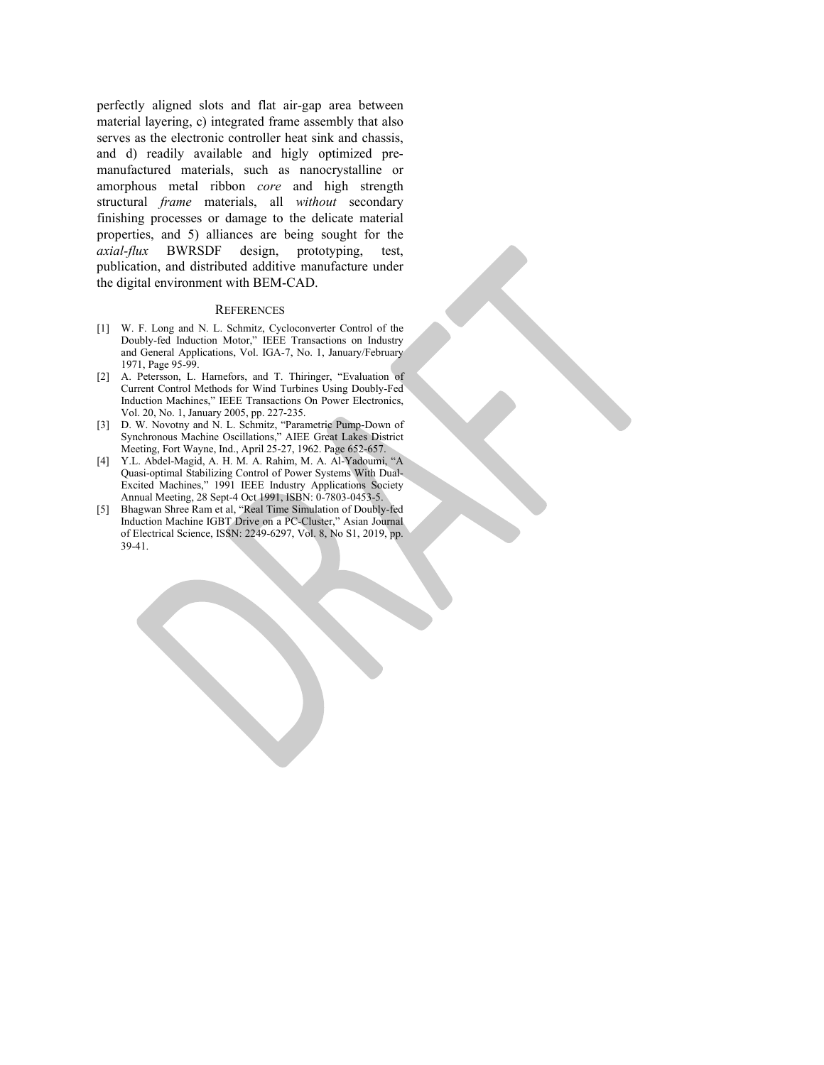perfectly aligned slots and flat air-gap area between material layering, c) integrated frame assembly that also serves as the electronic controller heat sink and chassis, and d) readily available and higly optimized pre-manufactured materials, such as nanocrystalline or amorphous metal ribbon *core* and high strength structural *frame* materials, all *without* secondary finishing processes or damage to the delicate material properties, and 5) alliances are being sought for the *axial-flux* BWRSDF design, prototyping, test, publication, and distributed additive manufacture under the digital environment with BEM-CAD.

## REFERENCES

[1] W. F. Long and N. L. Schmitz, Cycloconverter Control of the Doubly-fed Induction Motor," IEEE Transactions on Industry and General Applications, Vol. IGA-7, No. 1, January/February 1971, Page 95-99.

[2] A. Petersson, L. Harnefors, and T. Thiringer, "Evaluation of Current Control Methods for Wind Turbines Using Doubly-Fed Induction Machines," IEEE Transactions On Power Electronics, Vol. 20, No. 1, January 2005, pp. 227-235.

[3] D. W. Novotny and N. L. Schmitz, "Parametric Pump-Down of Synchronous Machine Oscillations," AIEE Great Lakes District Meeting, Fort Wayne, Ind., April 25-27, 1962. Page 652-657.

[4] Y.L. Abdel-Magid, A. H. M. A. Rahim, M. A. Al-Yadoumi, "A Quasi-optimal Stabilizing Control of Power Systems With Dual-Excited Machines," 1991 IEEE Industry Applications Society Annual Meeting, 28 Sept-4 Oct 1991, ISBN: 0-7803-0453-5.

[5] Bhagwan Shree Ram et al, "Real Time Simulation of Doubly-fed Induction Machine IGBT Drive on a PC-Cluster," Asian Journal of Electrical Science, ISSN: 2249-6297, Vol. 8, No S1, 2019, pp. 39-41.